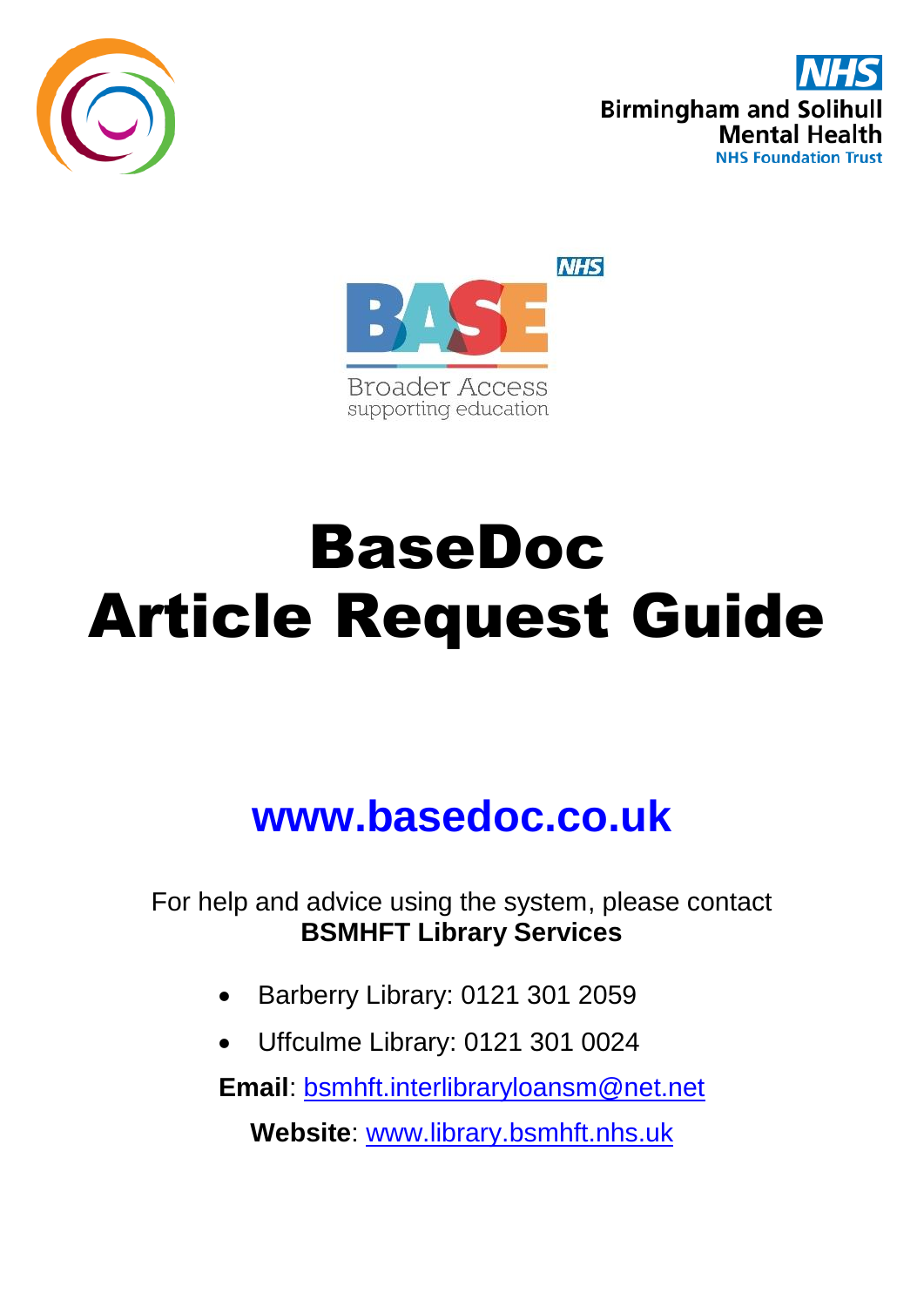Birmingham and Solihull Mental Health NHS Foundation Trust

BASE
Broader Access supporting education

# BaseDoc Article Request Guide

## www.basedoc.co.uk

For help and advice using the system, please contact **BSMHFT Library Services**

- Barberry Library: 0121 301 2059
- Uffculme Library: 0121 301 0024

**Email**: bsmhft.interlibraryloansm@net.net

**Website**: www.library.bsmhft.nhs.uk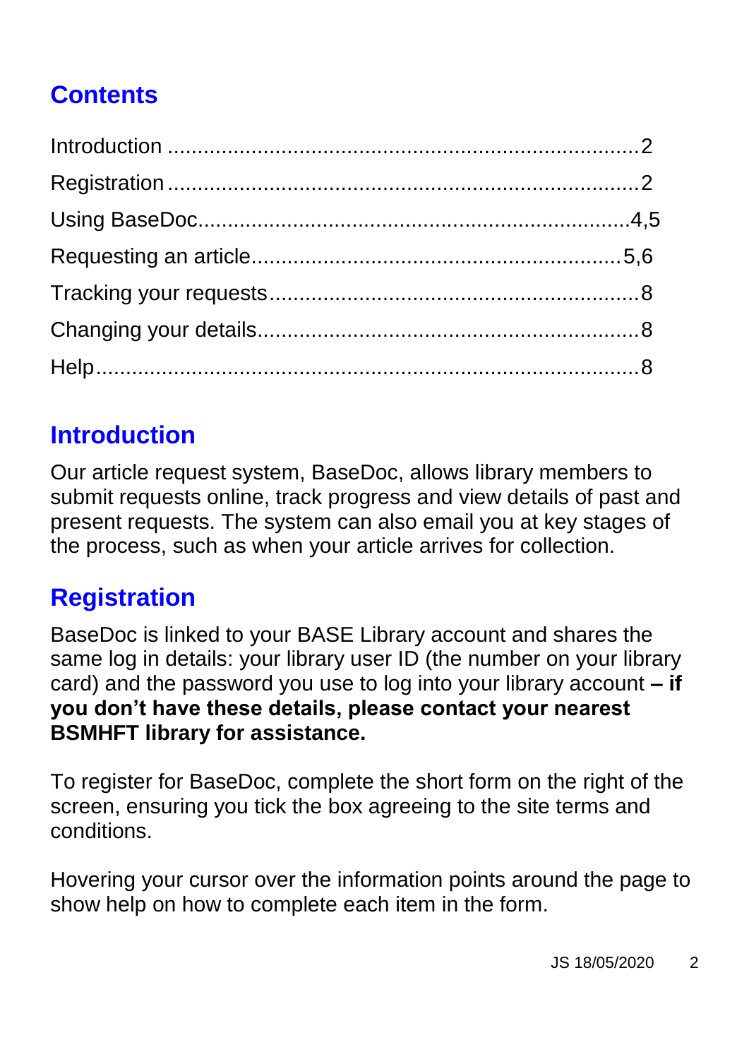## Contents

Introduction ................................................................ 2
Registration ................................................................ 2
Using BaseDoc.......................................................... 4,5
Requesting an article................................................ 5,6
Tracking your requests ................................................ 8
Changing your details................................................... 8
Help............................................................................ 8

## Introduction

Our article request system, BaseDoc, allows library members to submit requests online, track progress and view details of past and present requests. The system can also email you at key stages of the process, such as when your article arrives for collection.

## Registration

BaseDoc is linked to your BASE Library account and shares the same log in details: your library user ID (the number on your library card) and the password you use to log into your library account **– if you don't have these details, please contact your nearest BSMHFT library for assistance.**

To register for BaseDoc, complete the short form on the right of the screen, ensuring you tick the box agreeing to the site terms and conditions.

Hovering your cursor over the information points around the page to show help on how to complete each item in the form.

JS 18/05/2020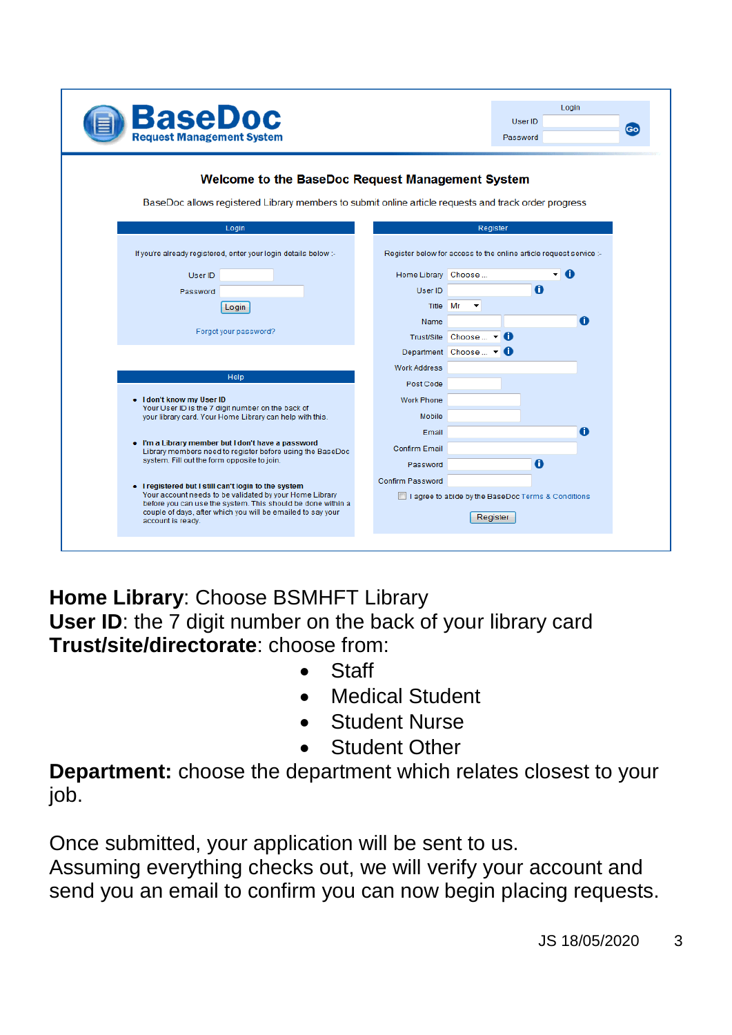**BaseDoc**
Request Management System

Login
User ID
Password
Go

**Welcome to the BaseDoc Request Management System**

BaseDoc allows registered Library members to submit online article requests and track order progress

**Login**

If you're already registered, enter your login details below :-

User ID
Password
Login

Forgot your password?

**Help**

- **I don't know my User ID**
  Your User ID is the 7 digit number on the back of your library card. Your Home Library can help with this.
- **I'm a Library member but I don't have a password**
  Library members need to register before using the BaseDoc system. Fill out the form opposite to join.
- **I registered but I still can't login to the system**
  Your account needs to be validated by your Home Library before you can use the system. This should be done within a couple of days, after which you will be emailed to say your account is ready.

**Register**

Register below for access to the online article request service :-

Home Library: Choose ...
User ID
Title: Mr
Name
Trust/Site: Choose ...
Department: Choose ...
Work Address
Post Code
Work Phone
Mobile
Email
Confirm Email
Password
Confirm Password
I agree to abide by the BaseDoc Terms & Conditions
Register

**Home Library**: Choose BSMHFT Library
**User ID**: the 7 digit number on the back of your library card
**Trust/site/directorate**: choose from:

- Staff
- Medical Student
- Student Nurse
- Student Other

**Department:** choose the department which relates closest to your job.

Once submitted, your application will be sent to us.
Assuming everything checks out, we will verify your account and send you an email to confirm you can now begin placing requests.

JS 18/05/2020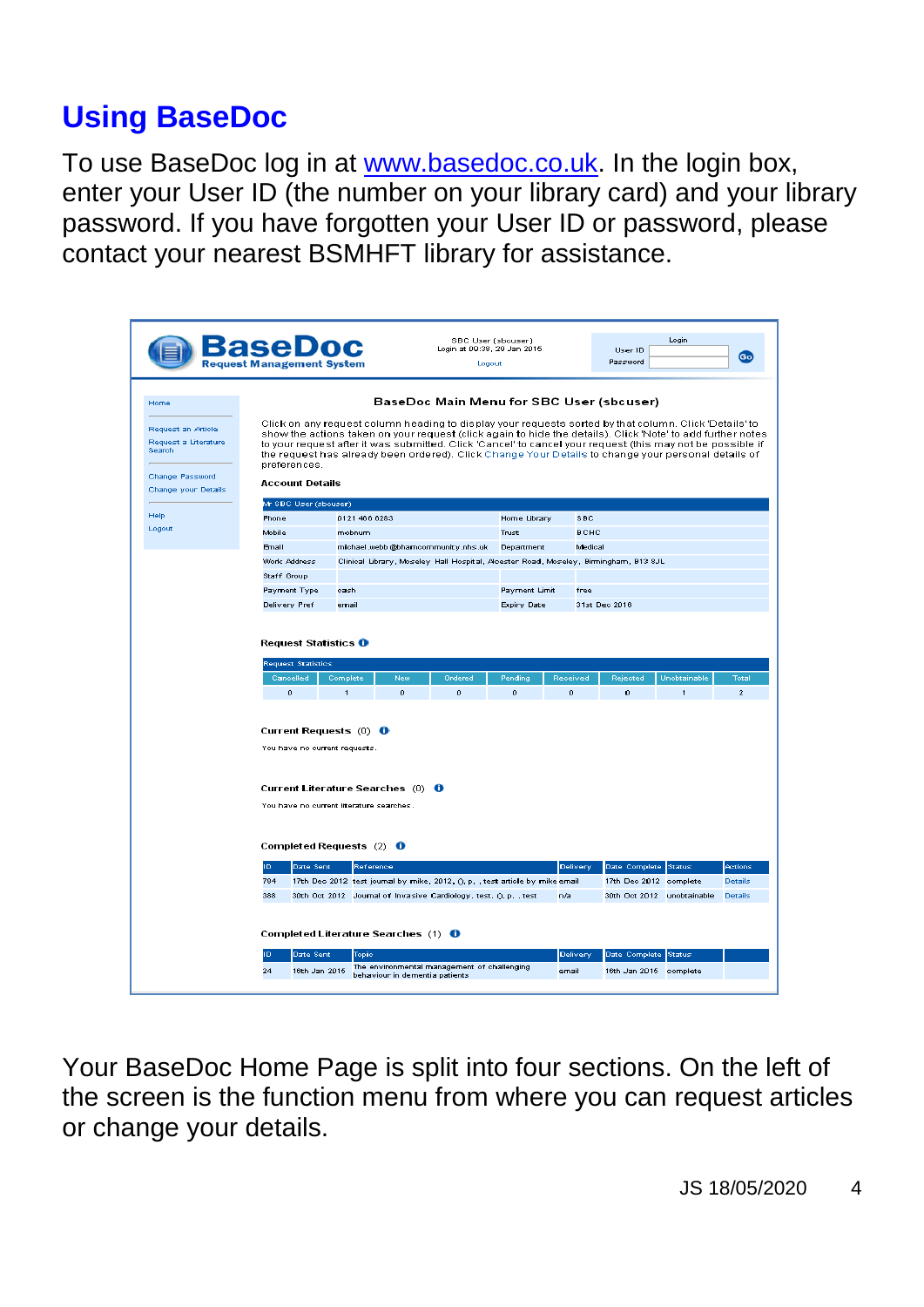# Using BaseDoc

To use BaseDoc log in at www.basedoc.co.uk. In the login box, enter your User ID (the number on your library card) and your library password. If you have forgotten your User ID or password, please contact your nearest BSMHFT library for assistance.

Your BaseDoc Home Page is split into four sections. On the left of the screen is the function menu from where you can request articles or change your details.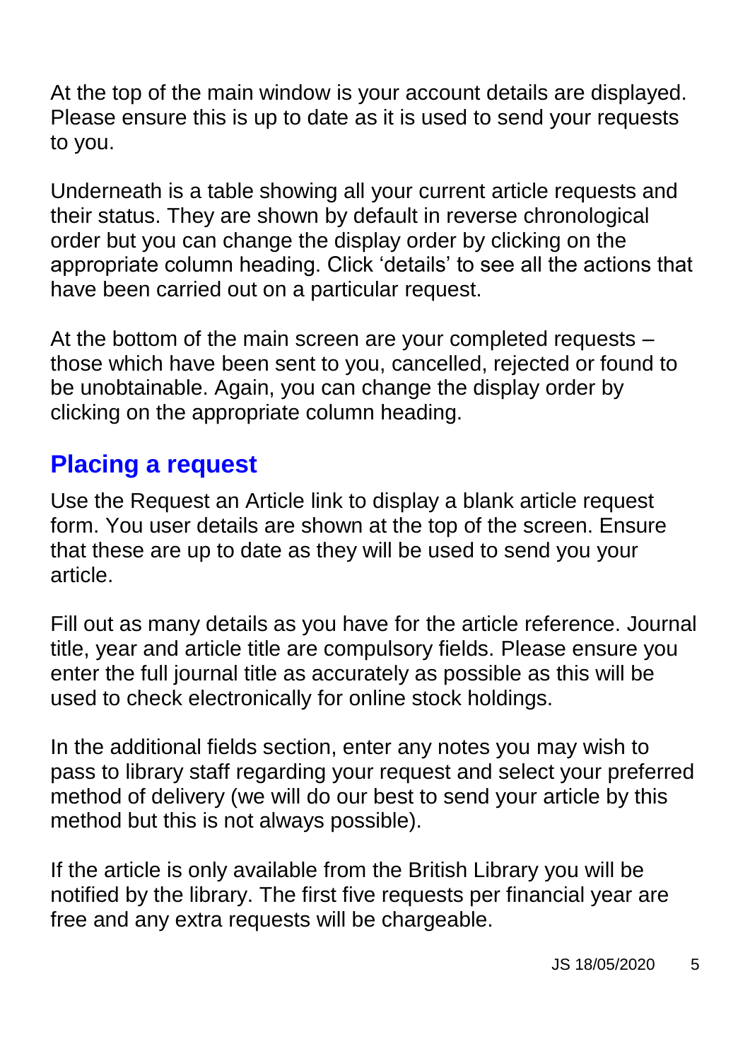At the top of the main window is your account details are displayed. Please ensure this is up to date as it is used to send your requests to you.

Underneath is a table showing all your current article requests and their status. They are shown by default in reverse chronological order but you can change the display order by clicking on the appropriate column heading. Click ‘details’ to see all the actions that have been carried out on a particular request.

At the bottom of the main screen are your completed requests – those which have been sent to you, cancelled, rejected or found to be unobtainable. Again, you can change the display order by clicking on the appropriate column heading.

## Placing a request

Use the Request an Article link to display a blank article request form. You user details are shown at the top of the screen. Ensure that these are up to date as they will be used to send you your article.

Fill out as many details as you have for the article reference. Journal title, year and article title are compulsory fields. Please ensure you enter the full journal title as accurately as possible as this will be used to check electronically for online stock holdings.

In the additional fields section, enter any notes you may wish to pass to library staff regarding your request and select your preferred method of delivery (we will do our best to send your article by this method but this is not always possible).

If the article is only available from the British Library you will be notified by the library. The first five requests per financial year are free and any extra requests will be chargeable.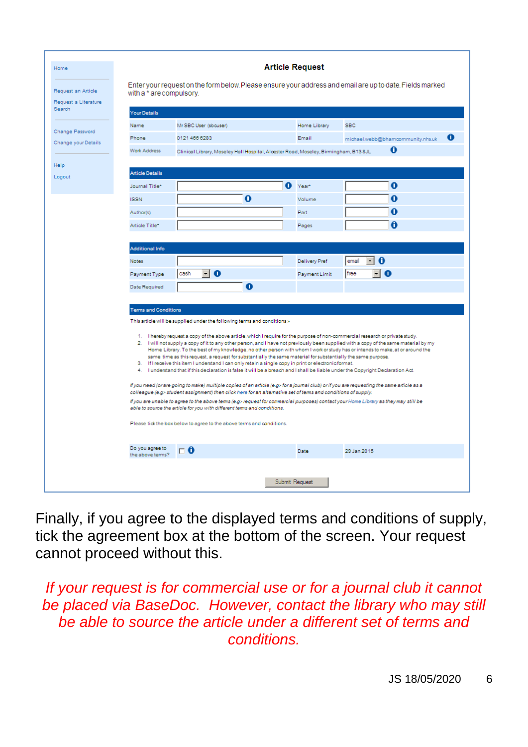**Article Request**

Enter your request on the form below. Please ensure your address and email are up to date. Fields marked with a * are compulsory.

**Your Details**

| | | | |
|---|---|---|---|
| Name | Mr SBC User (sbcuser) | Home Library | SBC |
| Phone | 0121 466 6283 | Email | michael.webb@bhamcommunity.nhs.uk |
| Work Address | Clinical Library, Moseley Hall Hospital, Alcester Road, Moseley, Birmingham, B13 8JL | | |

**Article Details**

| | | | |
|---|---|---|---|
| Journal Title* | | Year* | |
| ISSN | | Volume | |
| Author(s) | | Part | |
| Article Title* | | Pages | |

**Additional Info**

| | | | |
|---|---|---|---|
| Notes | | Delivery Pref | email |
| Payment Type | cash | Payment Limit | free |
| Date Required | | | |

**Terms and Conditions**

This article will be supplied under the following terms and conditions :-

1. I hereby request a copy of the above article, which I require for the purpose of non-commercial research or private study.
2. I will not supply a copy of it to any other person, and I have not previously been supplied with a copy of the same material by my Home Library. To the best of my knowledge, no other person with whom I work or study has or intends to make, at or around the same time as this request, a request for substantially the same material for substantially the same purpose.
3. If I receive this item I understand I can only retain a single copy in print or electronic format.
4. I understand that if this declaration is false it will be a breach and I shall be liable under the Copyright Declaration Act.

*If you need (or are going to make) multiple copies of an article (e.g.- for a journal club) or if you are requesting the same article as a colleague (e.g.- student assignment) then click here for an alternative set of terms and conditions of supply.*

*If you are unable to agree to the above terms (e.g.- request for commercial purposes) contact your Home Library as they may still be able to source the article for you with different terms and conditions.*

Please tick the box below to agree to the above terms and conditions.

| | | | |
|---|---|---|---|
| Do you agree to the above terms? | ☐ | Date | 29 Jan 2015 |

Submit Request

Finally, if you agree to the displayed terms and conditions of supply, tick the agreement box at the bottom of the screen. Your request cannot proceed without this.

*If your request is for commercial use or for a journal club it cannot be placed via BaseDoc. However, contact the library who may still be able to source the article under a different set of terms and conditions.*

JS 18/05/2020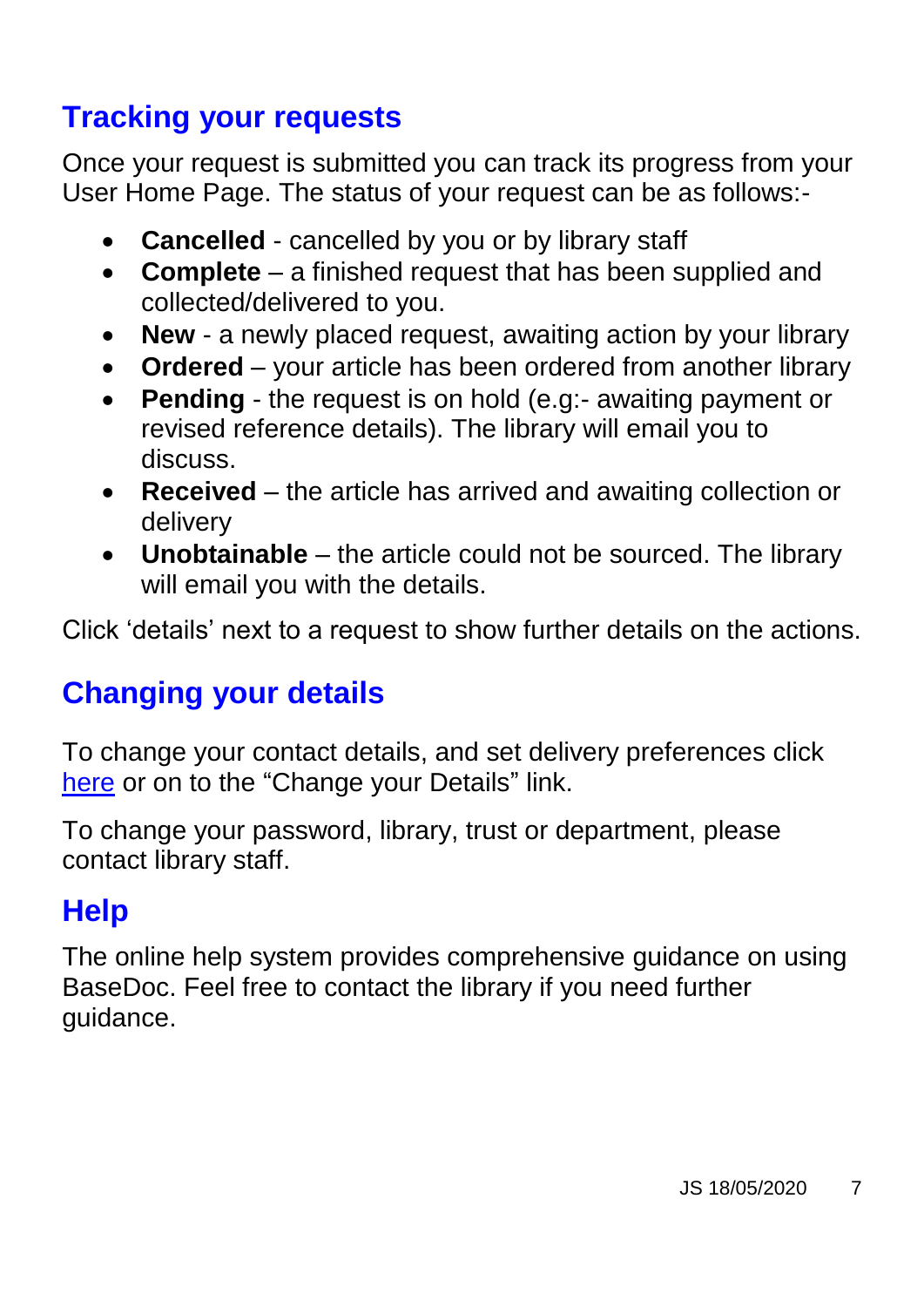## Tracking your requests

Once your request is submitted you can track its progress from your User Home Page. The status of your request can be as follows:-

- **Cancelled** - cancelled by you or by library staff
- **Complete** – a finished request that has been supplied and collected/delivered to you.
- **New** - a newly placed request, awaiting action by your library
- **Ordered** – your article has been ordered from another library
- **Pending** - the request is on hold (e.g:- awaiting payment or revised reference details). The library will email you to discuss.
- **Received** – the article has arrived and awaiting collection or delivery
- **Unobtainable** – the article could not be sourced. The library will email you with the details.

Click 'details' next to a request to show further details on the actions.

## Changing your details

To change your contact details, and set delivery preferences click here or on to the "Change your Details" link.

To change your password, library, trust or department, please contact library staff.

## Help

The online help system provides comprehensive guidance on using BaseDoc. Feel free to contact the library if you need further guidance.

JS 18/05/2020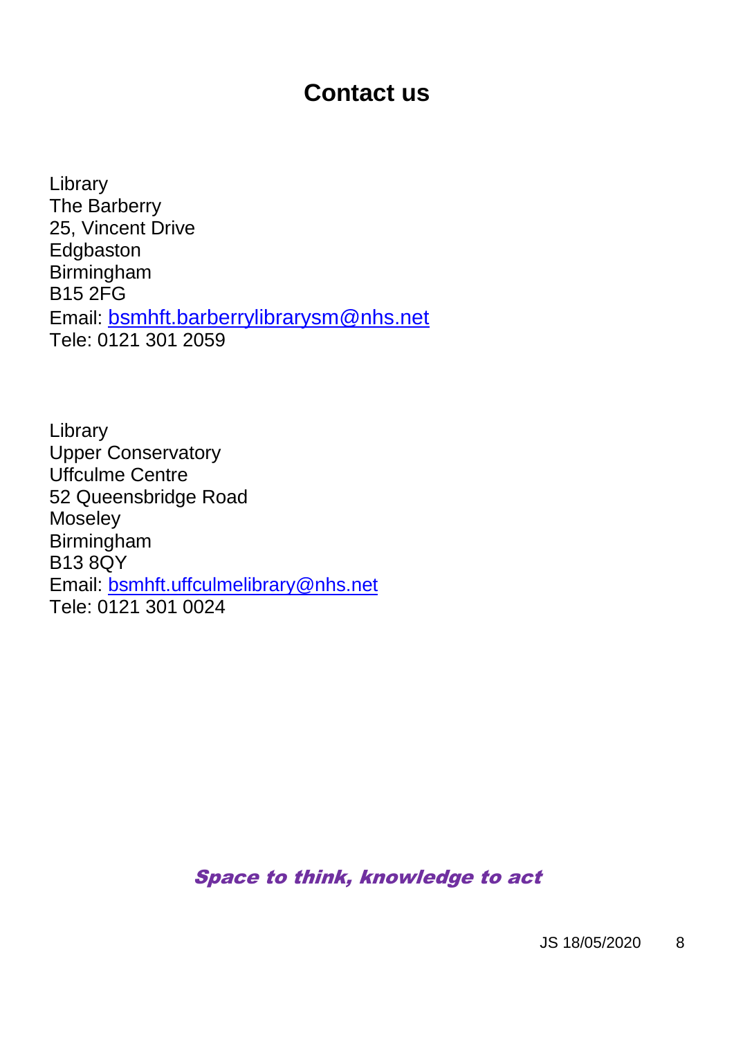# Contact us

Library  
The Barberry  
25, Vincent Drive  
Edgbaston  
Birmingham  
B15 2FG  
Email: bsmhft.barberrylibrarysm@nhs.net  
Tele: 0121 301 2059

Library  
Upper Conservatory  
Uffculme Centre  
52 Queensbridge Road  
Moseley  
Birmingham  
B13 8QY  
Email: bsmhft.uffculmelibrary@nhs.net  
Tele: 0121 301 0024

***Space to think, knowledge to act***

JS 18/05/2020